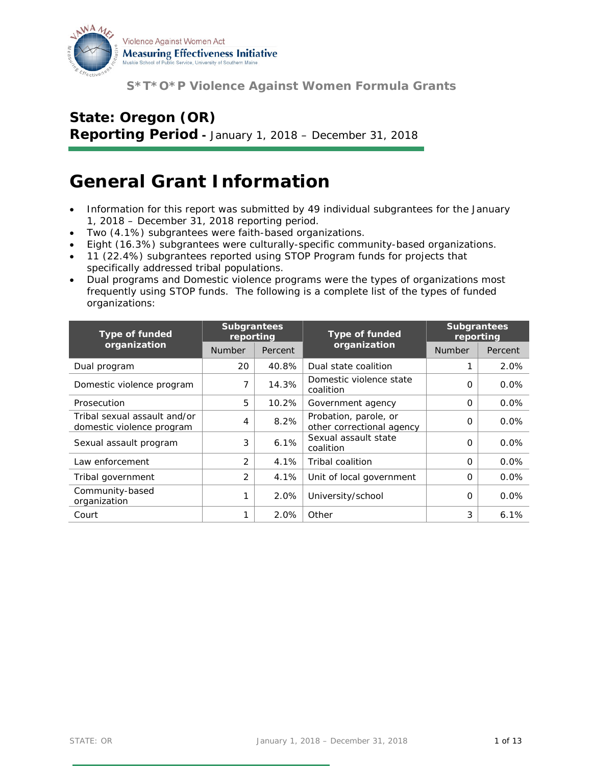Violence Against Women Act
**Measuring Effectiveness Initiative**
Muskie School of Public Service, University of Southern Maine

**S*T*O*P Violence Against Women Formula Grants**

## State: Oregon (OR)

**Reporting Period -** January 1, 2018 – December 31, 2018

# General Grant Information

- Information for this report was submitted by 49 individual subgrantees for the January 1, 2018 – December 31, 2018 reporting period.
- Two (4.1%) subgrantees were faith-based organizations.
- Eight (16.3%) subgrantees were culturally-specific community-based organizations.
- 11 (22.4%) subgrantees reported using STOP Program funds for projects that specifically addressed tribal populations.
- Dual programs and Domestic violence programs were the types of organizations most frequently using STOP funds. The following is a complete list of the types of funded organizations:

| Type of funded organization | Subgrantees reporting | | Type of funded organization | Subgrantees reporting | |
|---|---|---|---|---|---|
| | Number | Percent | | Number | Percent |
| Dual program | 20 | 40.8% | Dual state coalition | 1 | 2.0% |
| Domestic violence program | 7 | 14.3% | Domestic violence state coalition | 0 | 0.0% |
| Prosecution | 5 | 10.2% | Government agency | 0 | 0.0% |
| Tribal sexual assault and/or domestic violence program | 4 | 8.2% | Probation, parole, or other correctional agency | 0 | 0.0% |
| Sexual assault program | 3 | 6.1% | Sexual assault state coalition | 0 | 0.0% |
| Law enforcement | 2 | 4.1% | Tribal coalition | 0 | 0.0% |
| Tribal government | 2 | 4.1% | Unit of local government | 0 | 0.0% |
| Community-based organization | 1 | 2.0% | University/school | 0 | 0.0% |
| Court | 1 | 2.0% | Other | 3 | 6.1% |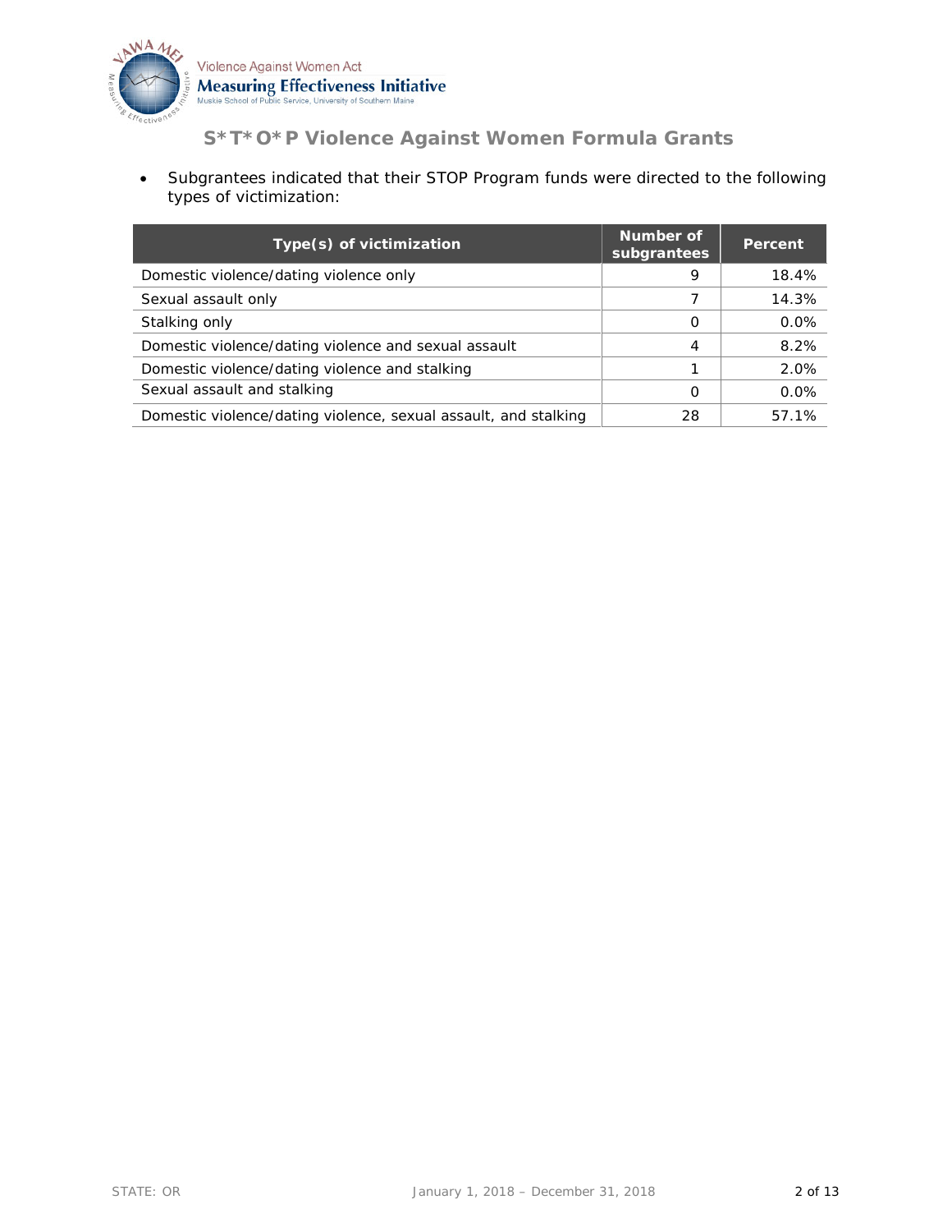- Subgrantees indicated that their STOP Program funds were directed to the following types of victimization:

| Type(s) of victimization | Number of subgrantees | Percent |
|---|---|---|
| Domestic violence/dating violence only | 9 | 18.4% |
| Sexual assault only | 7 | 14.3% |
| Stalking only | 0 | 0.0% |
| Domestic violence/dating violence and sexual assault | 4 | 8.2% |
| Domestic violence/dating violence and stalking | 1 | 2.0% |
| Sexual assault and stalking | 0 | 0.0% |
| Domestic violence/dating violence, sexual assault, and stalking | 28 | 57.1% |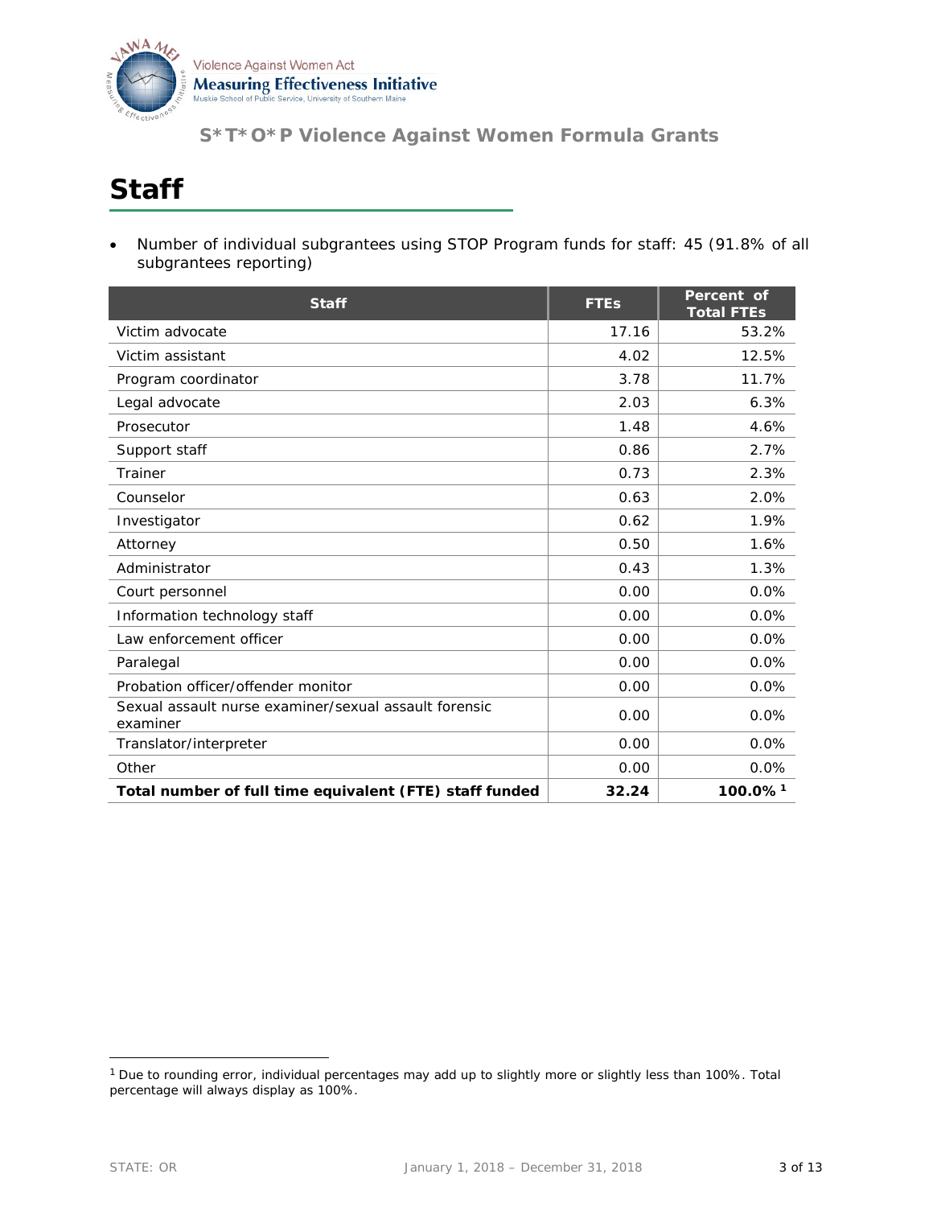# S*T*O*P Violence Against Women Formula Grants

## Staff

- Number of individual subgrantees using STOP Program funds for staff: 45 (91.8% of all subgrantees reporting)

| Staff | FTEs | Percent of Total FTEs |
|---|---|---|
| Victim advocate | 17.16 | 53.2% |
| Victim assistant | 4.02 | 12.5% |
| Program coordinator | 3.78 | 11.7% |
| Legal advocate | 2.03 | 6.3% |
| Prosecutor | 1.48 | 4.6% |
| Support staff | 0.86 | 2.7% |
| Trainer | 0.73 | 2.3% |
| Counselor | 0.63 | 2.0% |
| Investigator | 0.62 | 1.9% |
| Attorney | 0.50 | 1.6% |
| Administrator | 0.43 | 1.3% |
| Court personnel | 0.00 | 0.0% |
| Information technology staff | 0.00 | 0.0% |
| Law enforcement officer | 0.00 | 0.0% |
| Paralegal | 0.00 | 0.0% |
| Probation officer/offender monitor | 0.00 | 0.0% |
| Sexual assault nurse examiner/sexual assault forensic examiner | 0.00 | 0.0% |
| Translator/interpreter | 0.00 | 0.0% |
| Other | 0.00 | 0.0% |
| **Total number of full time equivalent (FTE) staff funded** | **32.24** | **100.0% [1]** |

[1] Due to rounding error, individual percentages may add up to slightly more or slightly less than 100%. Total percentage will always display as 100%.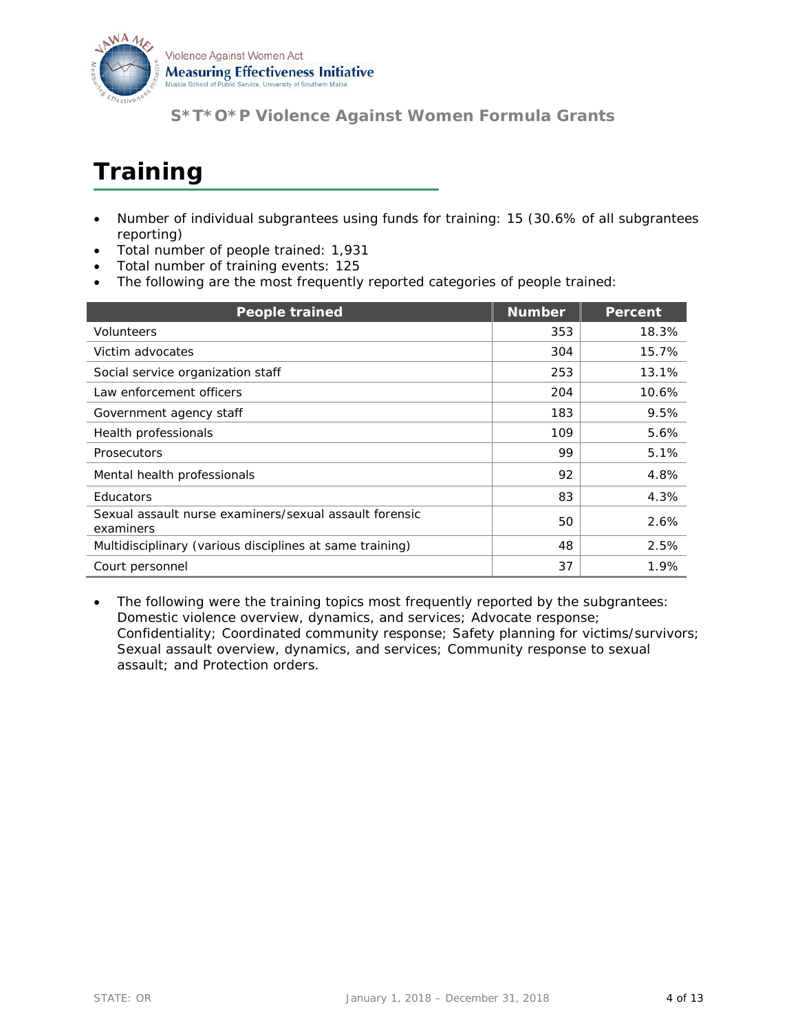# Training

- Number of individual subgrantees using funds for training: 15 (30.6% of all subgrantees reporting)
- Total number of people trained: 1,931
- Total number of training events: 125
- The following are the most frequently reported categories of people trained:

| People trained | Number | Percent |
|---|---|---|
| Volunteers | 353 | 18.3% |
| Victim advocates | 304 | 15.7% |
| Social service organization staff | 253 | 13.1% |
| Law enforcement officers | 204 | 10.6% |
| Government agency staff | 183 | 9.5% |
| Health professionals | 109 | 5.6% |
| Prosecutors | 99 | 5.1% |
| Mental health professionals | 92 | 4.8% |
| Educators | 83 | 4.3% |
| Sexual assault nurse examiners/sexual assault forensic examiners | 50 | 2.6% |
| Multidisciplinary (various disciplines at same training) | 48 | 2.5% |
| Court personnel | 37 | 1.9% |

- The following were the training topics most frequently reported by the subgrantees: Domestic violence overview, dynamics, and services; Advocate response; Confidentiality; Coordinated community response; Safety planning for victims/survivors; Sexual assault overview, dynamics, and services; Community response to sexual assault; and Protection orders.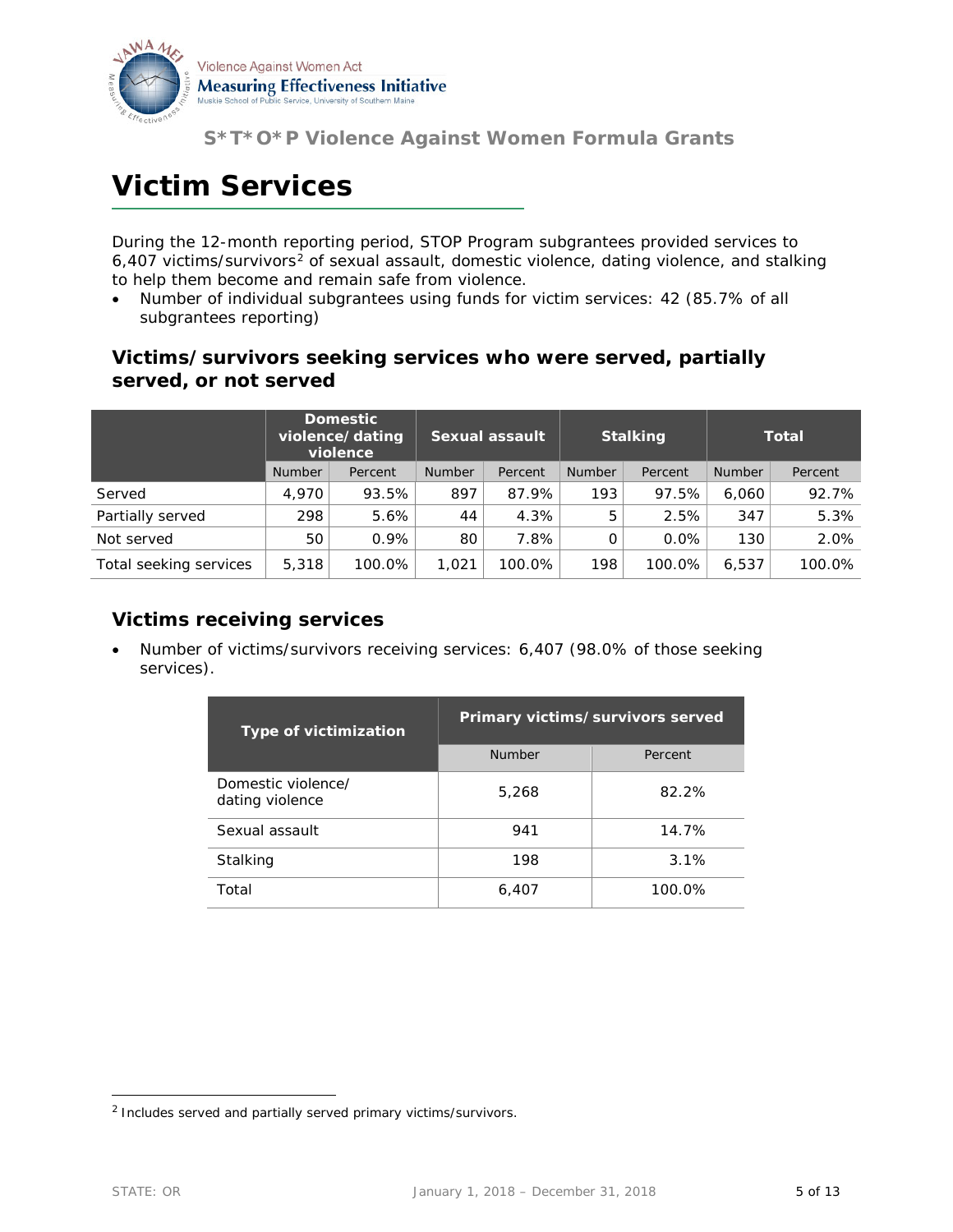# Victim Services

During the 12-month reporting period, STOP Program subgrantees provided services to 6,407 victims/survivors[2] of sexual assault, domestic violence, dating violence, and stalking to help them become and remain safe from violence.

- Number of individual subgrantees using funds for victim services: 42 (85.7% of all subgrantees reporting)

### Victims/survivors seeking services who were served, partially served, or not served

| | Domestic violence/dating violence | | Sexual assault | | Stalking | | Total | |
|---|---|---|---|---|---|---|---|---|
| | Number | Percent | Number | Percent | Number | Percent | Number | Percent |
| Served | 4,970 | 93.5% | 897 | 87.9% | 193 | 97.5% | 6,060 | 92.7% |
| Partially served | 298 | 5.6% | 44 | 4.3% | 5 | 2.5% | 347 | 5.3% |
| Not served | 50 | 0.9% | 80 | 7.8% | 0 | 0.0% | 130 | 2.0% |
| Total seeking services | 5,318 | 100.0% | 1,021 | 100.0% | 198 | 100.0% | 6,537 | 100.0% |

### Victims receiving services

- Number of victims/survivors receiving services: 6,407 (98.0% of those seeking services).

| Type of victimization | Primary victims/survivors served | |
|---|---|---|
| | Number | Percent |
| Domestic violence/ dating violence | 5,268 | 82.2% |
| Sexual assault | 941 | 14.7% |
| Stalking | 198 | 3.1% |
| Total | 6,407 | 100.0% |

[2] Includes served and partially served primary victims/survivors.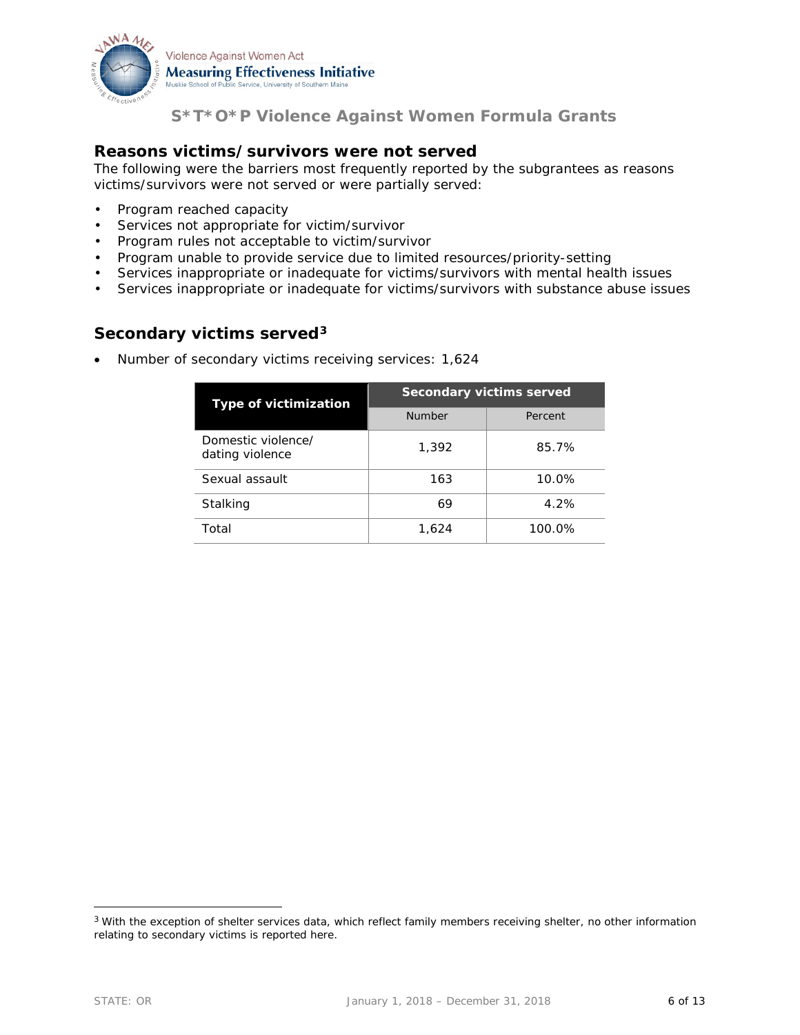## Reasons victims/survivors were not served

The following were the barriers most frequently reported by the subgrantees as reasons victims/survivors were not served or were partially served:

- Program reached capacity
- Services not appropriate for victim/survivor
- Program rules not acceptable to victim/survivor
- Program unable to provide service due to limited resources/priority-setting
- Services inappropriate or inadequate for victims/survivors with mental health issues
- Services inappropriate or inadequate for victims/survivors with substance abuse issues

## Secondary victims served[3]

- Number of secondary victims receiving services: 1,624

| Type of victimization | Secondary victims served | |
|---|---|---|
| | Number | Percent |
| Domestic violence/ dating violence | 1,392 | 85.7% |
| Sexual assault | 163 | 10.0% |
| Stalking | 69 | 4.2% |
| Total | 1,624 | 100.0% |

[3] With the exception of shelter services data, which reflect family members receiving shelter, no other information relating to secondary victims is reported here.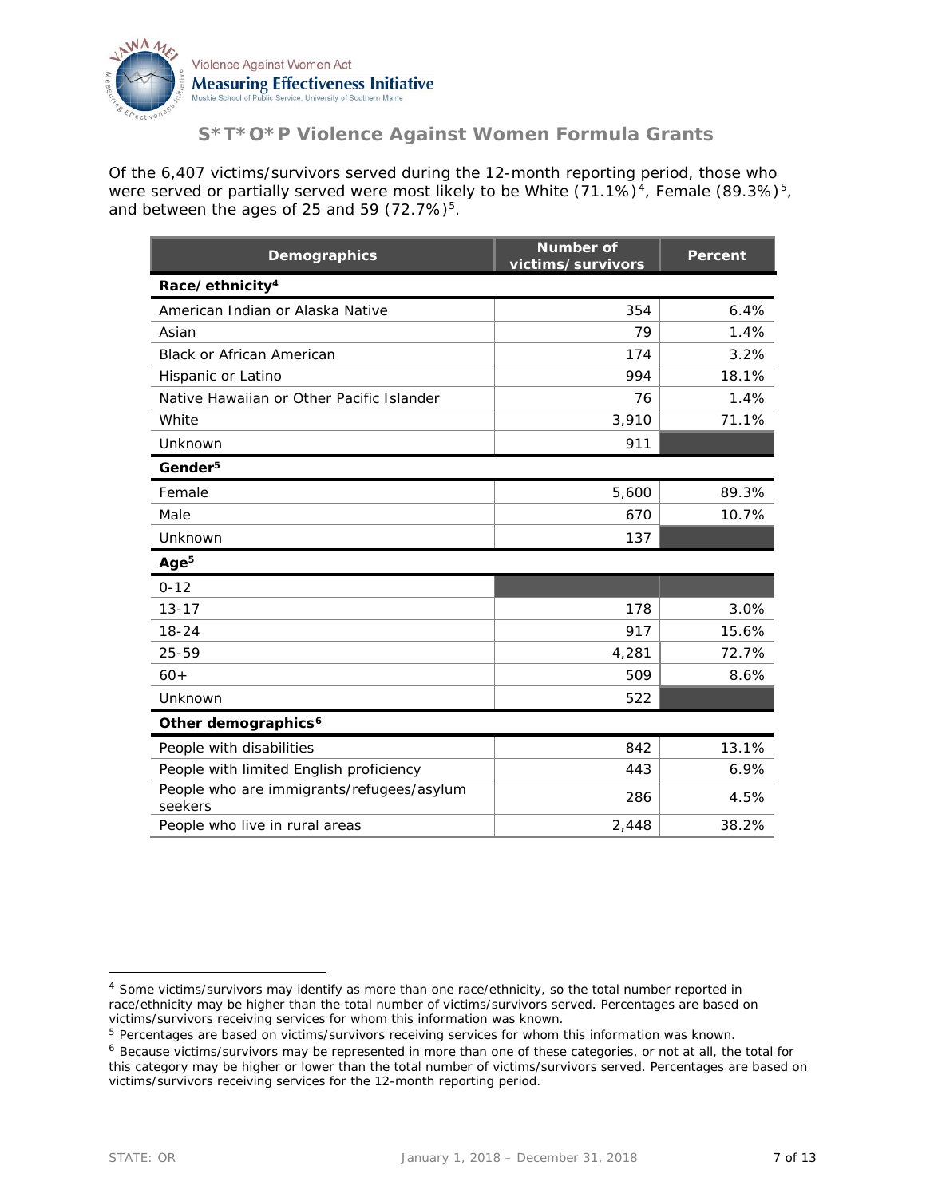## S*T*O*P Violence Against Women Formula Grants

Of the 6,407 victims/survivors served during the 12-month reporting period, those who were served or partially served were most likely to be White (71.1%)[4], Female (89.3%)[5], and between the ages of 25 and 59 (72.7%)[5].

| Demographics | Number of victims/survivors | Percent |
|---|---|---|
| **Race/ethnicity[4]** | | |
| American Indian or Alaska Native | 354 | 6.4% |
| Asian | 79 | 1.4% |
| Black or African American | 174 | 3.2% |
| Hispanic or Latino | 994 | 18.1% |
| Native Hawaiian or Other Pacific Islander | 76 | 1.4% |
| White | 3,910 | 71.1% |
| Unknown | 911 | |
| **Gender[5]** | | |
| Female | 5,600 | 89.3% |
| Male | 670 | 10.7% |
| Unknown | 137 | |
| **Age[5]** | | |
| 0-12 | | |
| 13-17 | 178 | 3.0% |
| 18-24 | 917 | 15.6% |
| 25-59 | 4,281 | 72.7% |
| 60+ | 509 | 8.6% |
| Unknown | 522 | |
| **Other demographics[6]** | | |
| People with disabilities | 842 | 13.1% |
| People with limited English proficiency | 443 | 6.9% |
| People who are immigrants/refugees/asylum seekers | 286 | 4.5% |
| People who live in rural areas | 2,448 | 38.2% |

[4] Some victims/survivors may identify as more than one race/ethnicity, so the total number reported in race/ethnicity may be higher than the total number of victims/survivors served. Percentages are based on victims/survivors receiving services for whom this information was known.

[5] Percentages are based on victims/survivors receiving services for whom this information was known.

[6] Because victims/survivors may be represented in more than one of these categories, or not at all, the total for this category may be higher or lower than the total number of victims/survivors served. Percentages are based on victims/survivors receiving services for the 12-month reporting period.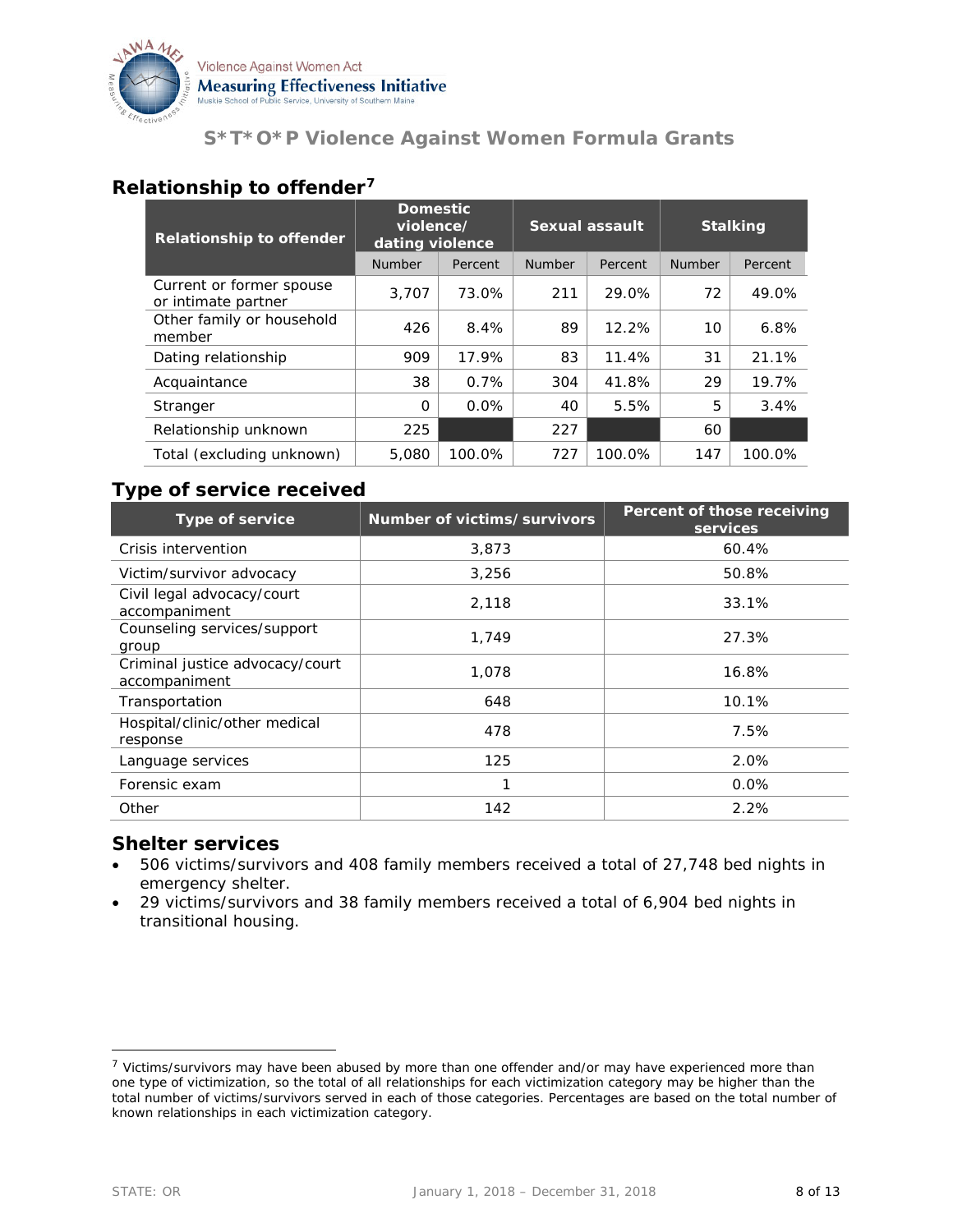## Relationship to offender[7]

| Relationship to offender | Domestic violence/ dating violence | | Sexual assault | | Stalking | |
|---|---|---|---|---|---|---|
| | Number | Percent | Number | Percent | Number | Percent |
| Current or former spouse or intimate partner | 3,707 | 73.0% | 211 | 29.0% | 72 | 49.0% |
| Other family or household member | 426 | 8.4% | 89 | 12.2% | 10 | 6.8% |
| Dating relationship | 909 | 17.9% | 83 | 11.4% | 31 | 21.1% |
| Acquaintance | 38 | 0.7% | 304 | 41.8% | 29 | 19.7% |
| Stranger | 0 | 0.0% | 40 | 5.5% | 5 | 3.4% |
| Relationship unknown | 225 | | 227 | | 60 | |
| Total (excluding unknown) | 5,080 | 100.0% | 727 | 100.0% | 147 | 100.0% |

## Type of service received

| Type of service | Number of victims/survivors | Percent of those receiving services |
|---|---|---|
| Crisis intervention | 3,873 | 60.4% |
| Victim/survivor advocacy | 3,256 | 50.8% |
| Civil legal advocacy/court accompaniment | 2,118 | 33.1% |
| Counseling services/support group | 1,749 | 27.3% |
| Criminal justice advocacy/court accompaniment | 1,078 | 16.8% |
| Transportation | 648 | 10.1% |
| Hospital/clinic/other medical response | 478 | 7.5% |
| Language services | 125 | 2.0% |
| Forensic exam | 1 | 0.0% |
| Other | 142 | 2.2% |

## Shelter services

- 506 victims/survivors and 408 family members received a total of 27,748 bed nights in emergency shelter.
- 29 victims/survivors and 38 family members received a total of 6,904 bed nights in transitional housing.

---

[7] Victims/survivors may have been abused by more than one offender and/or may have experienced more than one type of victimization, so the total of all relationships for each victimization category may be higher than the total number of victims/survivors served in each of those categories. Percentages are based on the total number of known relationships in each victimization category.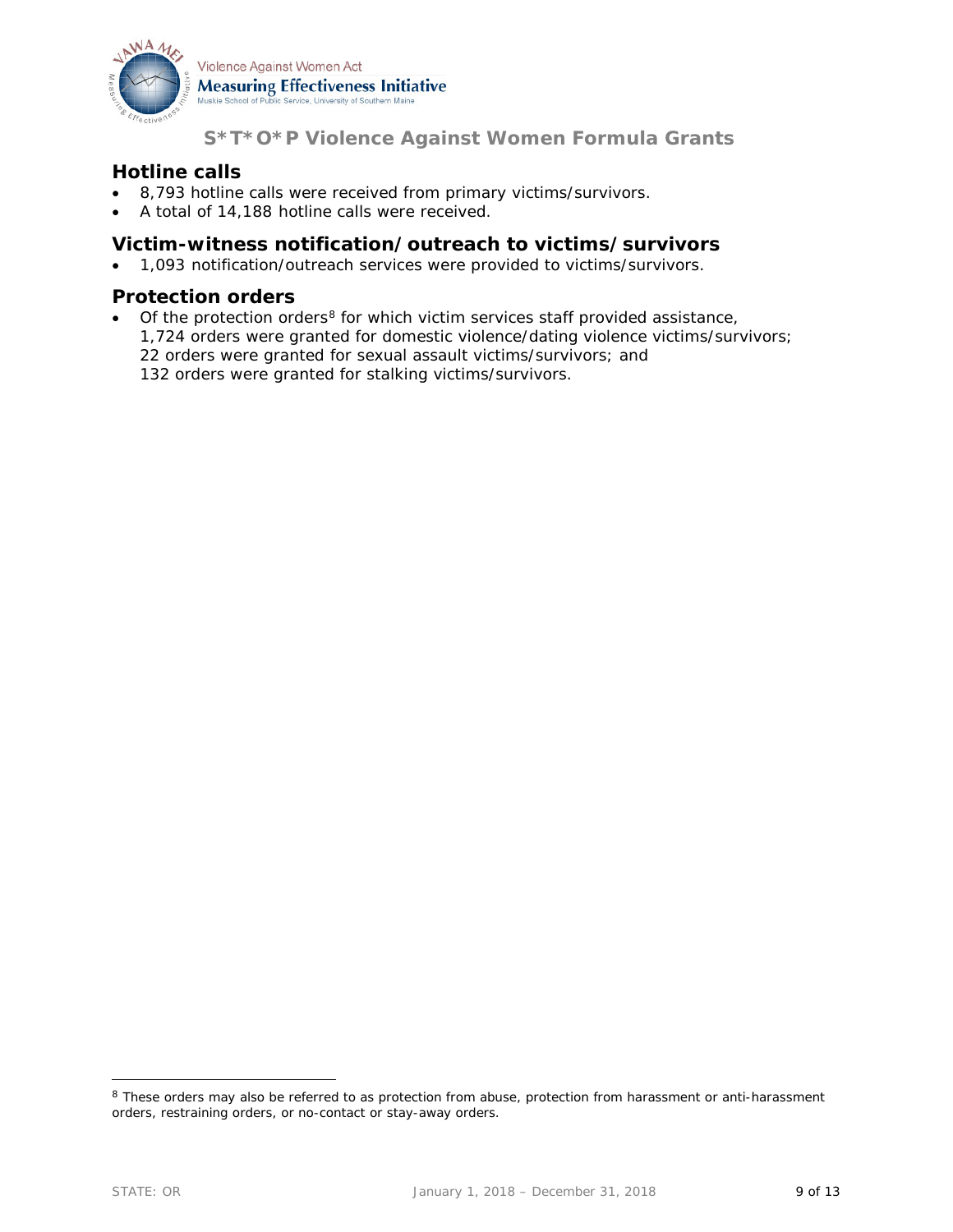## Hotline calls

- 8,793 hotline calls were received from primary victims/survivors.
- A total of 14,188 hotline calls were received.

## Victim-witness notification/outreach to victims/survivors

- 1,093 notification/outreach services were provided to victims/survivors.

## Protection orders

- Of the protection orders[8] for which victim services staff provided assistance,
  1,724 orders were granted for domestic violence/dating violence victims/survivors;
  22 orders were granted for sexual assault victims/survivors; and
  132 orders were granted for stalking victims/survivors.

---

[8] These orders may also be referred to as protection from abuse, protection from harassment or anti-harassment orders, restraining orders, or no-contact or stay-away orders.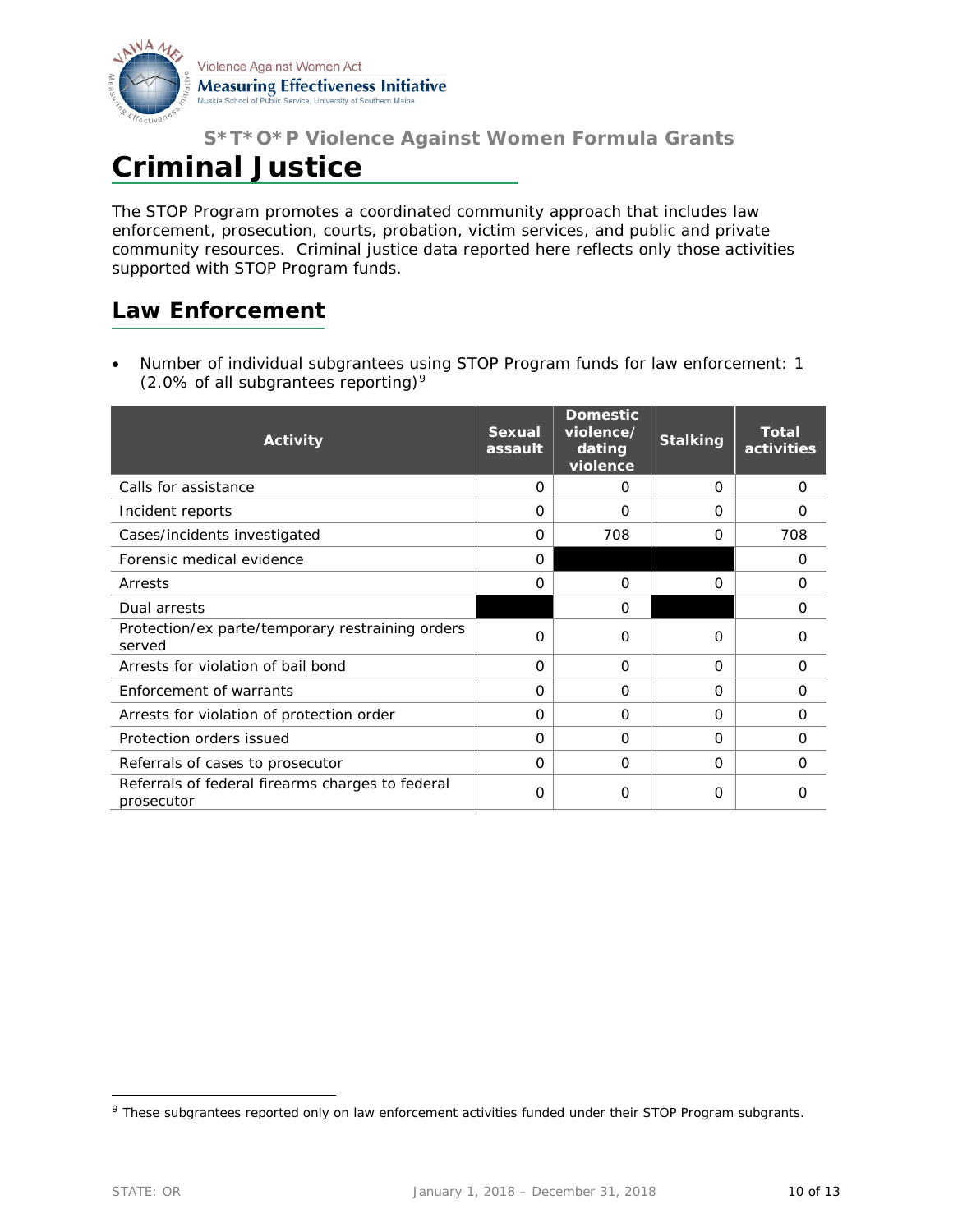S*T*O*P Violence Against Women Formula Grants

# Criminal Justice

The STOP Program promotes a coordinated community approach that includes law enforcement, prosecution, courts, probation, victim services, and public and private community resources. Criminal justice data reported here reflects only those activities supported with STOP Program funds.

## Law Enforcement

- Number of individual subgrantees using STOP Program funds for law enforcement: 1 (2.0% of all subgrantees reporting)[9]

| Activity | Sexual assault | Domestic violence/ dating violence | Stalking | Total activities |
|---|---|---|---|---|
| Calls for assistance | 0 | 0 | 0 | 0 |
| Incident reports | 0 | 0 | 0 | 0 |
| Cases/incidents investigated | 0 | 708 | 0 | 708 |
| Forensic medical evidence | 0 | | | 0 |
| Arrests | 0 | 0 | 0 | 0 |
| Dual arrests | | 0 | | 0 |
| Protection/ex parte/temporary restraining orders served | 0 | 0 | 0 | 0 |
| Arrests for violation of bail bond | 0 | 0 | 0 | 0 |
| Enforcement of warrants | 0 | 0 | 0 | 0 |
| Arrests for violation of protection order | 0 | 0 | 0 | 0 |
| Protection orders issued | 0 | 0 | 0 | 0 |
| Referrals of cases to prosecutor | 0 | 0 | 0 | 0 |
| Referrals of federal firearms charges to federal prosecutor | 0 | 0 | 0 | 0 |

[9] These subgrantees reported only on law enforcement activities funded under their STOP Program subgrants.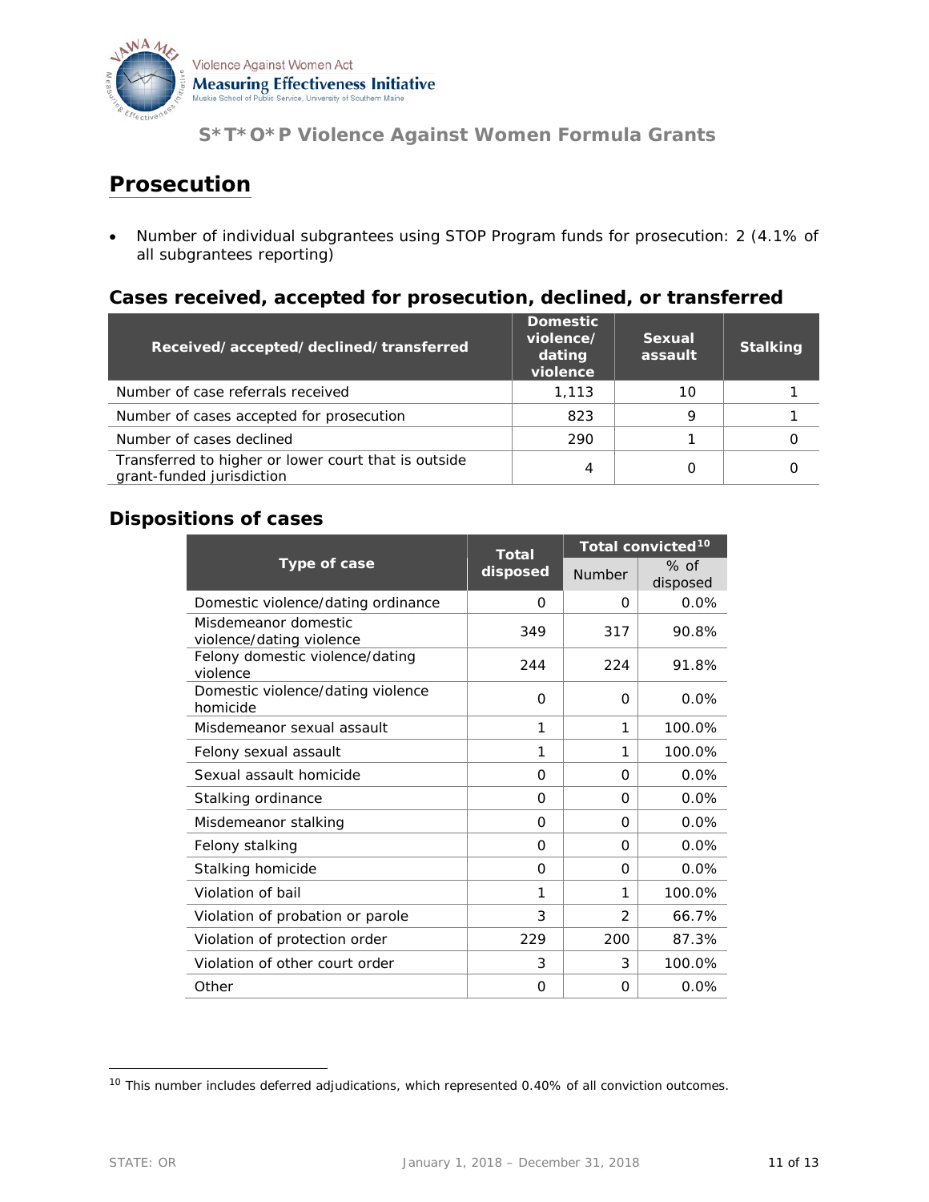# Prosecution

- Number of individual subgrantees using STOP Program funds for prosecution: 2 (4.1% of all subgrantees reporting)

## Cases received, accepted for prosecution, declined, or transferred

| Received/accepted/declined/transferred | Domestic violence/ dating violence | Sexual assault | Stalking |
|---|---|---|---|
| Number of case referrals received | 1,113 | 10 | 1 |
| Number of cases accepted for prosecution | 823 | 9 | 1 |
| Number of cases declined | 290 | 1 | 0 |
| Transferred to higher or lower court that is outside grant-funded jurisdiction | 4 | 0 | 0 |

## Dispositions of cases

| Type of case | Total disposed | Total convicted[10] | |
|---|---|---|---|
| | | Number | % of disposed |
| Domestic violence/dating ordinance | 0 | 0 | 0.0% |
| Misdemeanor domestic violence/dating violence | 349 | 317 | 90.8% |
| Felony domestic violence/dating violence | 244 | 224 | 91.8% |
| Domestic violence/dating violence homicide | 0 | 0 | 0.0% |
| Misdemeanor sexual assault | 1 | 1 | 100.0% |
| Felony sexual assault | 1 | 1 | 100.0% |
| Sexual assault homicide | 0 | 0 | 0.0% |
| Stalking ordinance | 0 | 0 | 0.0% |
| Misdemeanor stalking | 0 | 0 | 0.0% |
| Felony stalking | 0 | 0 | 0.0% |
| Stalking homicide | 0 | 0 | 0.0% |
| Violation of bail | 1 | 1 | 100.0% |
| Violation of probation or parole | 3 | 2 | 66.7% |
| Violation of protection order | 229 | 200 | 87.3% |
| Violation of other court order | 3 | 3 | 100.0% |
| Other | 0 | 0 | 0.0% |

[10] This number includes deferred adjudications, which represented 0.40% of all conviction outcomes.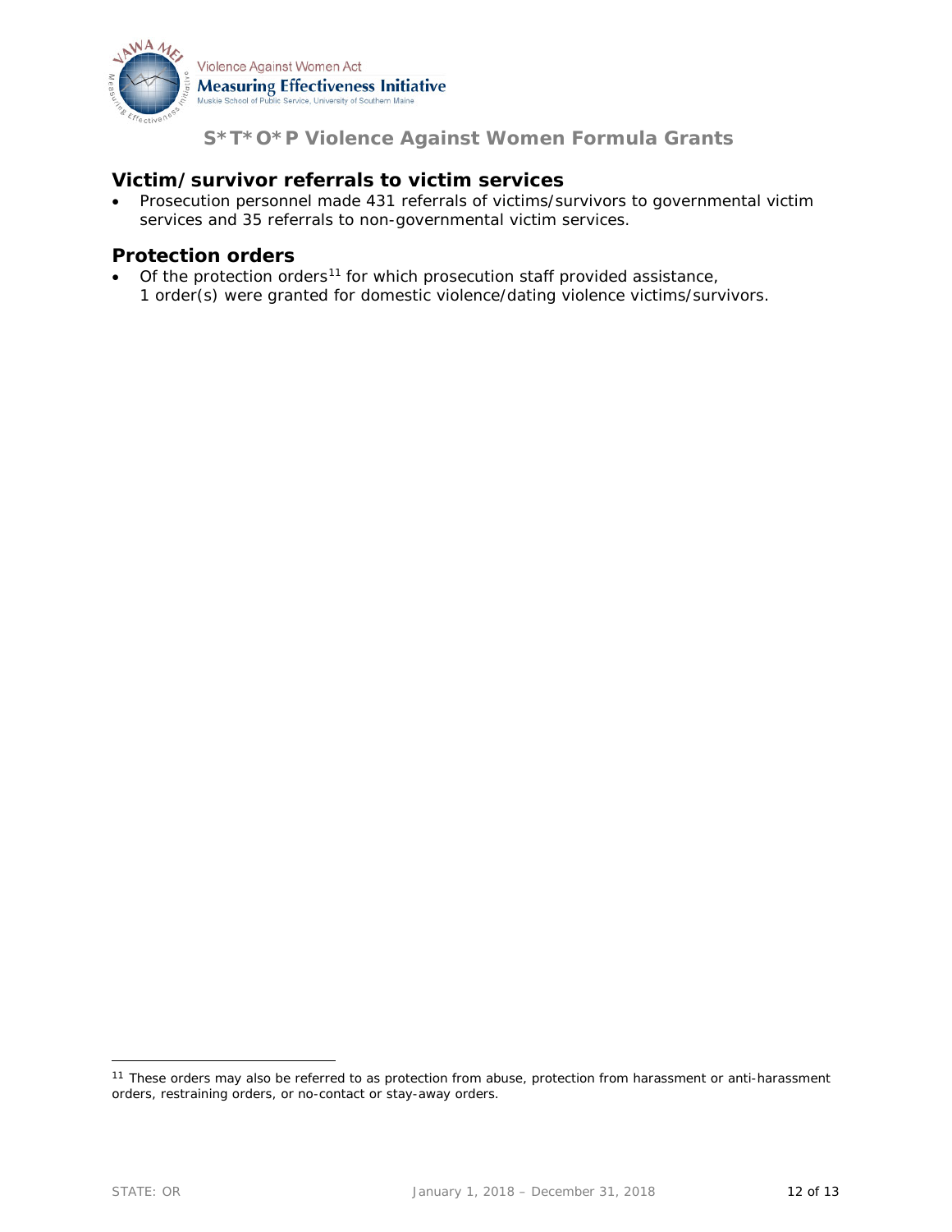## Victim/survivor referrals to victim services

- Prosecution personnel made 431 referrals of victims/survivors to governmental victim services and 35 referrals to non-governmental victim services.

## Protection orders

- Of the protection orders[11] for which prosecution staff provided assistance, 1 order(s) were granted for domestic violence/dating violence victims/survivors.

[11] These orders may also be referred to as protection from abuse, protection from harassment or anti-harassment orders, restraining orders, or no-contact or stay-away orders.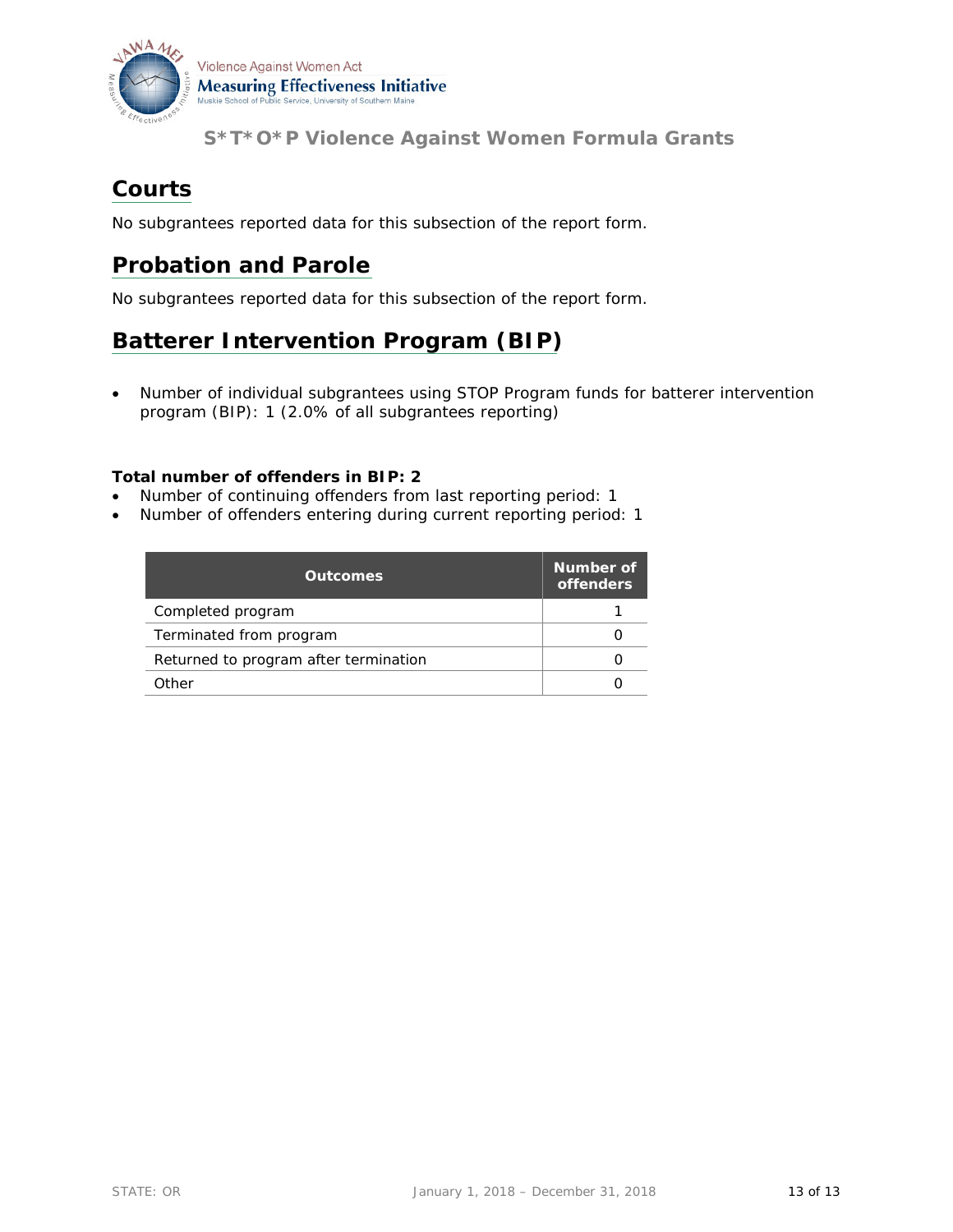## Courts

No subgrantees reported data for this subsection of the report form.

## Probation and Parole

No subgrantees reported data for this subsection of the report form.

## Batterer Intervention Program (BIP)

- Number of individual subgrantees using STOP Program funds for batterer intervention program (BIP): 1 (2.0% of all subgrantees reporting)

**Total number of offenders in BIP: 2**

- Number of continuing offenders from last reporting period: 1
- Number of offenders entering during current reporting period: 1

| Outcomes | Number of offenders |
|---|---|
| Completed program | 1 |
| Terminated from program | 0 |
| Returned to program after termination | 0 |
| Other | 0 |